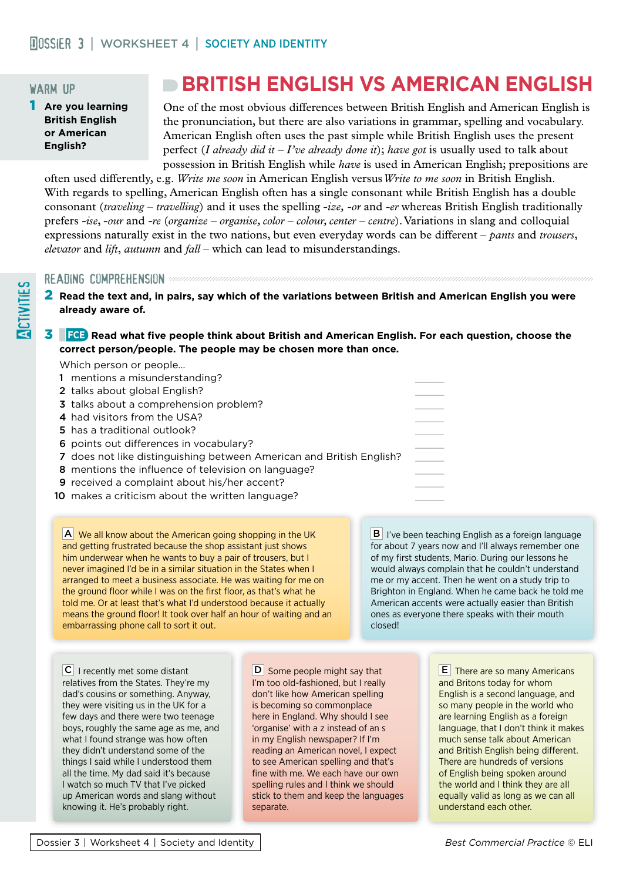## WARM UP

**1 Are you learning British English or American English?**

# BRITISH ENGLISH VS AMERICAN ENGLISH

One of the most obvious differences between British English and American English is the pronunciation, but there are also variations in grammar, spelling and vocabulary. American English often uses the past simple while British English uses the present perfect (*I already did it – I've already done it*); *have got* is usually used to talk about possession in British English while *have* is used in American English; prepositions are often used differently, e.g. *Write me soon* in American English versus *Write to me soon* in British English. With regards to spelling, American English often has a single consonant while British English has a double consonant (*traveling – travelling*) and it uses the spelling *-ize, -or* and *-er* whereas British English traditionally prefers *-ise*, *-our* and *-re* (*organize – organise, color – colour, center – centre*). Variations in slang and colloquial expressions naturally exist in the two nations, but even everyday words can be different – *pants* and *trousers*, *elevator* and *lift*, *autumn* and *fall* – which can lead to misunderstandings.

## ACTIVITIES

### READING COMPREHENSION

**2 Read the text and, in pairs, say which of the variations between British and American English you were already aware of.**

**3 FCE Read what five people think about British and American English. For each question, choose the correct person/people. The people may be chosen more than once.**

Which person or people...

1. mentions a misunderstanding? ______
2. talks about global English? ______
3. talks about a comprehension problem? ______
4. had visitors from the USA? ______
5. has a traditional outlook? ______
6. points out differences in vocabulary? ______
7. does not like distinguishing between American and British English? ______
8. mentions the influence of television on language? ______
9. received a complaint about his/her accent? ______
10. makes a criticism about the written language? ______

**A** We all know about the American going shopping in the UK and getting frustrated because the shop assistant just shows him underwear when he wants to buy a pair of trousers, but I never imagined I'd be in a similar situation in the States when I arranged to meet a business associate. He was waiting for me on the ground floor while I was on the first floor, as that's what he told me. Or at least that's what I'd understood because it actually means the ground floor! It took over half an hour of waiting and an embarrassing phone call to sort it out.

**B** I've been teaching English as a foreign language for about 7 years now and I'll always remember one of my first students, Mario. During our lessons he would always complain that he couldn't understand me or my accent. Then he went on a study trip to Brighton in England. When he came back he told me American accents were actually easier than British ones as everyone there speaks with their mouth closed!

**C** I recently met some distant relatives from the States. They're my dad's cousins or something. Anyway, they were visiting us in the UK for a few days and there were two teenage boys, roughly the same age as me, and what I found strange was how often they didn't understand some of the things I said while I understood them all the time. My dad said it's because I watch so much TV that I've picked up American words and slang without knowing it. He's probably right.

**D** Some people might say that I'm too old-fashioned, but I really don't like how American spelling is becoming so commonplace here in England. Why should I see 'organize' with a z instead of an s in my English newspaper? If I'm reading an American novel, I expect to see American spelling and that's fine with me. We each have our own spelling rules and I think we should stick to them and keep the languages separate.

**E** There are so many Americans and Britons today for whom English is a second language, and so many people in the world who are learning English as a foreign language, that I don't think it makes much sense talk about American and British English being different. There are hundreds of versions of English being spoken around the world and I think they are all equally valid as long as we can all understand each other.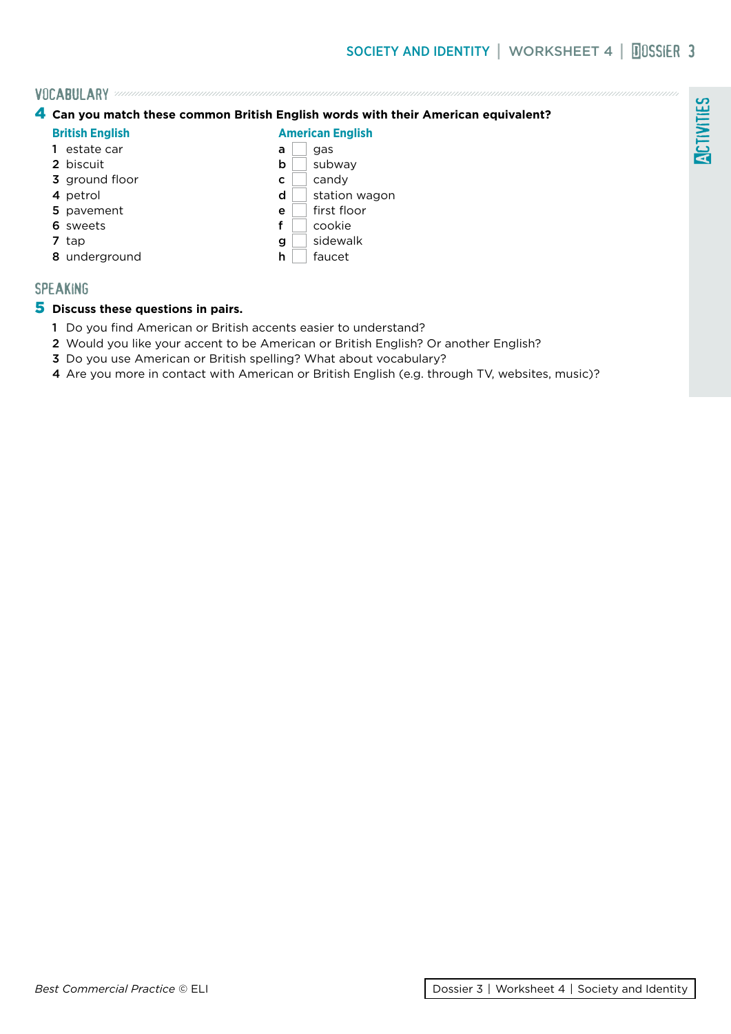## VOCABULARY

**4 Can you match these common British English words with their American equivalent?**

| British English | American English |
|---|---|
| 1 estate car | a ☐ gas |
| 2 biscuit | b ☐ subway |
| 3 ground floor | c ☐ candy |
| 4 petrol | d ☐ station wagon |
| 5 pavement | e ☐ first floor |
| 6 sweets | f ☐ cookie |
| 7 tap | g ☐ sidewalk |
| 8 underground | h ☐ faucet |

## SPEAKING

**5 Discuss these questions in pairs.**

1. Do you find American or British accents easier to understand?
2. Would you like your accent to be American or British English? Or another English?
3. Do you use American or British spelling? What about vocabulary?
4. Are you more in contact with American or British English (e.g. through TV, websites, music)?